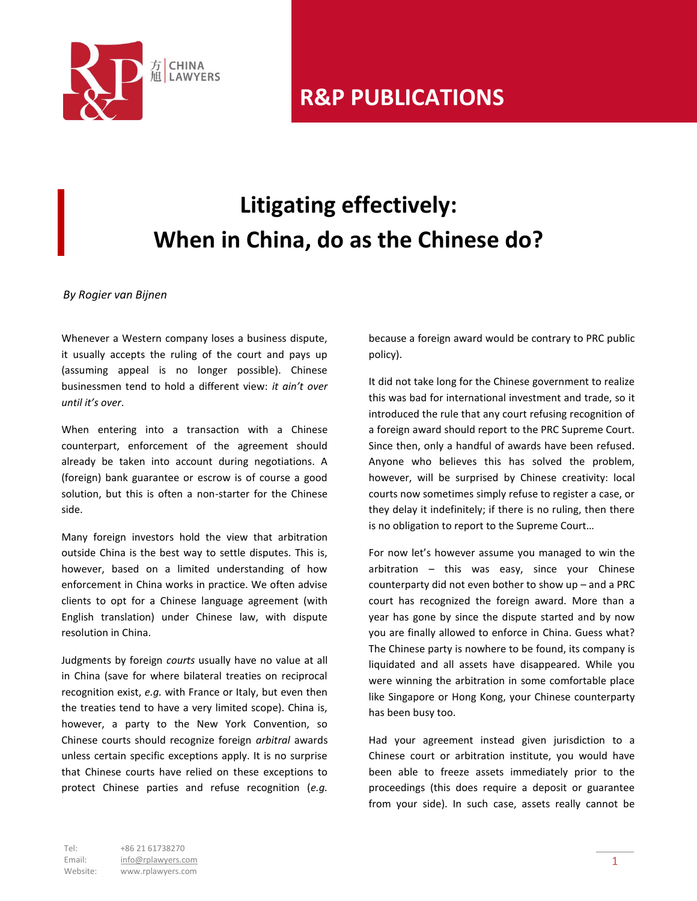# Litigating effectively: When in China, do as the Chinese do?

*By Rogier van Bijnen*

Whenever a Western company loses a business dispute, it usually accepts the ruling of the court and pays up (assuming appeal is no longer possible). Chinese businessmen tend to hold a different view: *it ain't over until it's over*.

When entering into a transaction with a Chinese counterpart, enforcement of the agreement should already be taken into account during negotiations. A (foreign) bank guarantee or escrow is of course a good solution, but this is often a non-starter for the Chinese side.

Many foreign investors hold the view that arbitration outside China is the best way to settle disputes. This is, however, based on a limited understanding of how enforcement in China works in practice. We often advise clients to opt for a Chinese language agreement (with English translation) under Chinese law, with dispute resolution in China.

Judgments by foreign *courts* usually have no value at all in China (save for where bilateral treaties on reciprocal recognition exist, *e.g.* with France or Italy, but even then the treaties tend to have a very limited scope). China is, however, a party to the New York Convention, so Chinese courts should recognize foreign *arbitral* awards unless certain specific exceptions apply. It is no surprise that Chinese courts have relied on these exceptions to protect Chinese parties and refuse recognition (*e.g.* because a foreign award would be contrary to PRC public policy).

It did not take long for the Chinese government to realize this was bad for international investment and trade, so it introduced the rule that any court refusing recognition of a foreign award should report to the PRC Supreme Court. Since then, only a handful of awards have been refused. Anyone who believes this has solved the problem, however, will be surprised by Chinese creativity: local courts now sometimes simply refuse to register a case, or they delay it indefinitely; if there is no ruling, then there is no obligation to report to the Supreme Court…

For now let's however assume you managed to win the arbitration – this was easy, since your Chinese counterparty did not even bother to show up – and a PRC court has recognized the foreign award. More than a year has gone by since the dispute started and by now you are finally allowed to enforce in China. Guess what? The Chinese party is nowhere to be found, its company is liquidated and all assets have disappeared. While you were winning the arbitration in some comfortable place like Singapore or Hong Kong, your Chinese counterparty has been busy too.

Had your agreement instead given jurisdiction to a Chinese court or arbitration institute, you would have been able to freeze assets immediately prior to the proceedings (this does require a deposit or guarantee from your side). In such case, assets really cannot be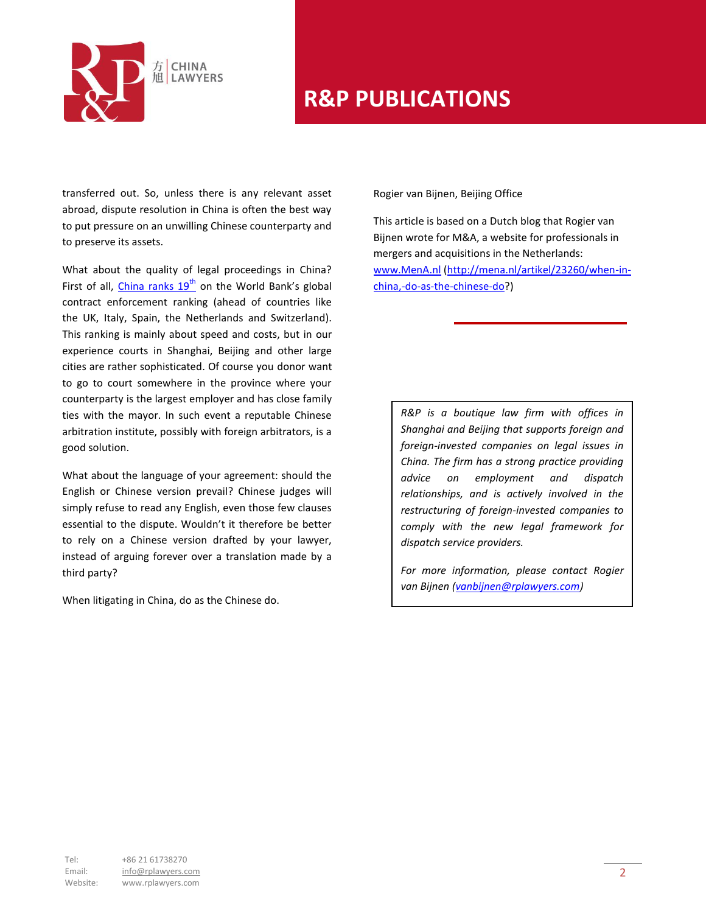transferred out. So, unless there is any relevant asset abroad, dispute resolution in China is often the best way to put pressure on an unwilling Chinese counterparty and to preserve its assets.

What about the quality of legal proceedings in China? First of all, China ranks 19th on the World Bank's global contract enforcement ranking (ahead of countries like the UK, Italy, Spain, the Netherlands and Switzerland). This ranking is mainly about speed and costs, but in our experience courts in Shanghai, Beijing and other large cities are rather sophisticated. Of course you donor want to go to court somewhere in the province where your counterparty is the largest employer and has close family ties with the mayor. In such event a reputable Chinese arbitration institute, possibly with foreign arbitrators, is a good solution.

What about the language of your agreement: should the English or Chinese version prevail? Chinese judges will simply refuse to read any English, even those few clauses essential to the dispute. Wouldn't it therefore be better to rely on a Chinese version drafted by your lawyer, instead of arguing forever over a translation made by a third party?

When litigating in China, do as the Chinese do.

Rogier van Bijnen, Beijing Office

This article is based on a Dutch blog that Rogier van Bijnen wrote for M&A, a website for professionals in mergers and acquisitions in the Netherlands: www.MenA.nl (http://mena.nl/artikel/23260/when-in-china,-do-as-the-chinese-do?)

---

*R&P is a boutique law firm with offices in Shanghai and Beijing that supports foreign and foreign-invested companies on legal issues in China. The firm has a strong practice providing advice on employment and dispatch relationships, and is actively involved in the restructuring of foreign-invested companies to comply with the new legal framework for dispatch service providers.*

*For more information, please contact Rogier van Bijnen (vanbijnen@rplawyers.com)*

Tel: +86 21 61738270
Email: info@rplawyers.com
Website: www.rplawyers.com